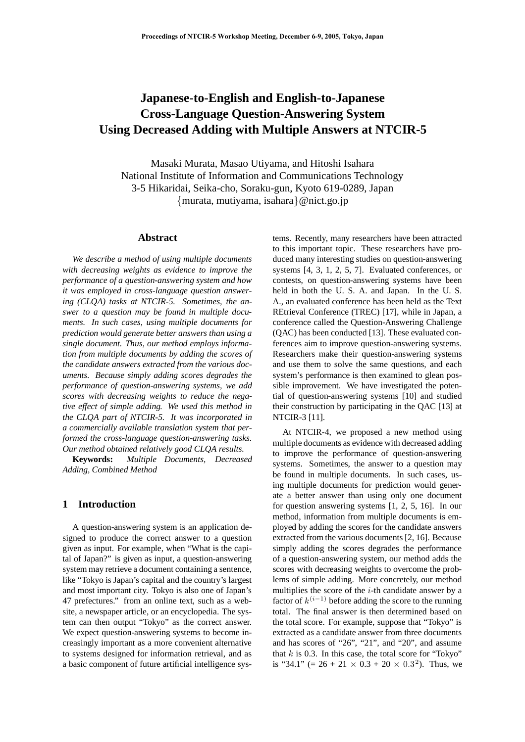# Japanese-to-English and English-to-Japanese Cross-Language Question-Answering System Using Decreased Adding with Multiple Answers at NTCIR-5

Masaki Murata, Masao Utiyama, and Hitoshi Isahara
National Institute of Information and Communications Technology
3-5 Hikaridai, Seika-cho, Soraku-gun, Kyoto 619-0289, Japan
{murata, mutiyama, isahara}@nict.go.jp

## Abstract

*We describe a method of using multiple documents with decreasing weights as evidence to improve the performance of a question-answering system and how it was employed in cross-language question answering (CLQA) tasks at NTCIR-5. Sometimes, the answer to a question may be found in multiple documents. In such cases, using multiple documents for prediction would generate better answers than using a single document. Thus, our method employs information from multiple documents by adding the scores of the candidate answers extracted from the various documents. Because simply adding scores degrades the performance of question-answering systems, we add scores with decreasing weights to reduce the negative effect of simple adding. We used this method in the CLQA part of NTCIR-5. It was incorporated in a commercially available translation system that performed the cross-language question-answering tasks. Our method obtained relatively good CLQA results.*

**Keywords:** *Multiple Documents, Decreased Adding, Combined Method*

## 1 Introduction

A question-answering system is an application designed to produce the correct answer to a question given as input. For example, when "What is the capital of Japan?" is given as input, a question-answering system may retrieve a document containing a sentence, like "Tokyo is Japan's capital and the country's largest and most important city. Tokyo is also one of Japan's 47 prefectures." from an online text, such as a website, a newspaper article, or an encyclopedia. The system can then output "Tokyo" as the correct answer. We expect question-answering systems to become increasingly important as a more convenient alternative to systems designed for information retrieval, and as a basic component of future artificial intelligence systems. Recently, many researchers have been attracted to this important topic. These researchers have produced many interesting studies on question-answering systems [4, 3, 1, 2, 5, 7]. Evaluated conferences, or contests, on question-answering systems have been held in both the U. S. A. and Japan. In the U. S. A., an evaluated conference has been held as the Text REtrieval Conference (TREC) [17], while in Japan, a conference called the Question-Answering Challenge (QAC) has been conducted [13]. These evaluated conferences aim to improve question-answering systems. Researchers make their question-answering systems and use them to solve the same questions, and each system's performance is then examined to glean possible improvement. We have investigated the potential of question-answering systems [10] and studied their construction by participating in the QAC [13] at NTCIR-3 [11].

At NTCIR-4, we proposed a new method using multiple documents as evidence with decreased adding to improve the performance of question-answering systems. Sometimes, the answer to a question may be found in multiple documents. In such cases, using multiple documents for prediction would generate a better answer than using only one document for question answering systems [1, 2, 5, 16]. In our method, information from multiple documents is employed by adding the scores for the candidate answers extracted from the various documents [2, 16]. Because simply adding the scores degrades the performance of a question-answering system, our method adds the scores with decreasing weights to overcome the problems of simple adding. More concretely, our method multiplies the score of the $i$-th candidate answer by a factor of $k^{(i-1)}$ before adding the score to the running total. The final answer is then determined based on the total score. For example, suppose that "Tokyo" is extracted as a candidate answer from three documents and has scores of "26", "21", and "20", and assume that $k$ is 0.3. In this case, the total score for "Tokyo" is "34.1" (= 26 + 21 $\times$ 0.3 + 20 $\times$ $0.3^2$). Thus, we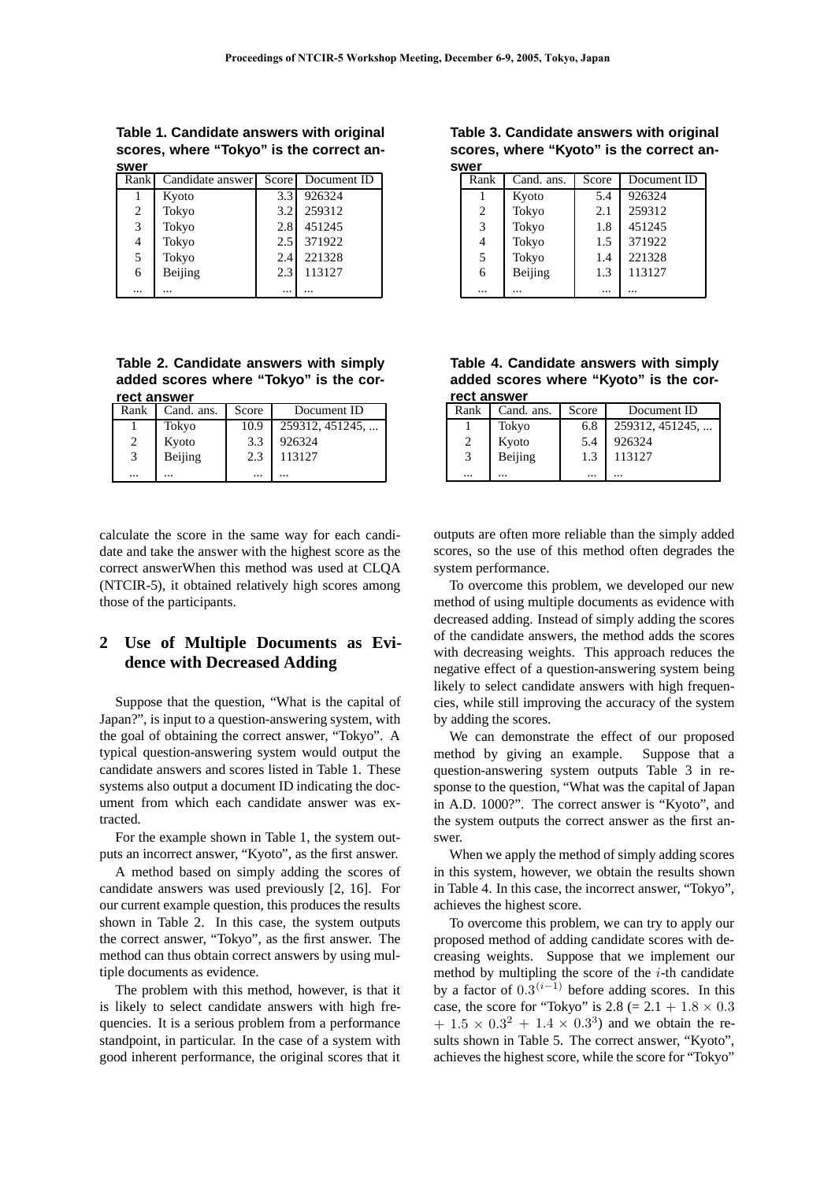**Table 1. Candidate answers with original scores, where "Tokyo" is the correct answer**

| Rank | Candidate answer | Score | Document ID |
|---|---|---|---|
| 1 | Kyoto | 3.3 | 926324 |
| 2 | Tokyo | 3.2 | 259312 |
| 3 | Tokyo | 2.8 | 451245 |
| 4 | Tokyo | 2.5 | 371922 |
| 5 | Tokyo | 2.4 | 221328 |
| 6 | Beijing | 2.3 | 113127 |
| ... | ... | ... | ... |

**Table 2. Candidate answers with simply added scores where "Tokyo" is the correct answer**

| Rank | Cand. ans. | Score | Document ID |
|---|---|---|---|
| 1 | Tokyo | 10.9 | 259312, 451245, ... |
| 2 | Kyoto | 3.3 | 926324 |
| 3 | Beijing | 2.3 | 113127 |
| ... | ... | ... | ... |

calculate the score in the same way for each candidate and take the answer with the highest score as the correct answerWhen this method was used at CLQA (NTCIR-5), it obtained relatively high scores among those of the participants.

## 2 Use of Multiple Documents as Evidence with Decreased Adding

Suppose that the question, "What is the capital of Japan?", is input to a question-answering system, with the goal of obtaining the correct answer, "Tokyo". A typical question-answering system would output the candidate answers and scores listed in Table 1. These systems also output a document ID indicating the document from which each candidate answer was extracted.

For the example shown in Table 1, the system outputs an incorrect answer, "Kyoto", as the first answer.

A method based on simply adding the scores of candidate answers was used previously [2, 16]. For our current example question, this produces the results shown in Table 2. In this case, the system outputs the correct answer, "Tokyo", as the first answer. The method can thus obtain correct answers by using multiple documents as evidence.

The problem with this method, however, is that it is likely to select candidate answers with high frequencies. It is a serious problem from a performance standpoint, in particular. In the case of a system with good inherent performance, the original scores that it outputs are often more reliable than the simply added scores, so the use of this method often degrades the system performance.

To overcome this problem, we developed our new method of using multiple documents as evidence with decreased adding. Instead of simply adding the scores of the candidate answers, the method adds the scores with decreasing weights. This approach reduces the negative effect of a question-answering system being likely to select candidate answers with high frequencies, while still improving the accuracy of the system by adding the scores.

We can demonstrate the effect of our proposed method by giving an example. Suppose that a question-answering system outputs Table 3 in response to the question, "What was the capital of Japan in A.D. 1000?". The correct answer is "Kyoto", and the system outputs the correct answer as the first answer.

When we apply the method of simply adding scores in this system, however, we obtain the results shown in Table 4. In this case, the incorrect answer, "Tokyo", achieves the highest score.

To overcome this problem, we can try to apply our proposed method of adding candidate scores with decreasing weights. Suppose that we implement our method by multipling the score of the $i$-th candidate by a factor of $0.3^{(i-1)}$ before adding scores. In this case, the score for "Tokyo" is 2.8 (= $2.1 + 1.8 \times 0.3 + 1.5 \times 0.3^2 + 1.4 \times 0.3^3$) and we obtain the results shown in Table 5. The correct answer, "Kyoto", achieves the highest score, while the score for "Tokyo"

**Table 3. Candidate answers with original scores, where "Kyoto" is the correct answer**

| Rank | Cand. ans. | Score | Document ID |
|---|---|---|---|
| 1 | Kyoto | 5.4 | 926324 |
| 2 | Tokyo | 2.1 | 259312 |
| 3 | Tokyo | 1.8 | 451245 |
| 4 | Tokyo | 1.5 | 371922 |
| 5 | Tokyo | 1.4 | 221328 |
| 6 | Beijing | 1.3 | 113127 |
| ... | ... | ... | ... |

**Table 4. Candidate answers with simply added scores where "Kyoto" is the correct answer**

| Rank | Cand. ans. | Score | Document ID |
|---|---|---|---|
| 1 | Tokyo | 6.8 | 259312, 451245, ... |
| 2 | Kyoto | 5.4 | 926324 |
| 3 | Beijing | 1.3 | 113127 |
| ... | ... | ... | ... |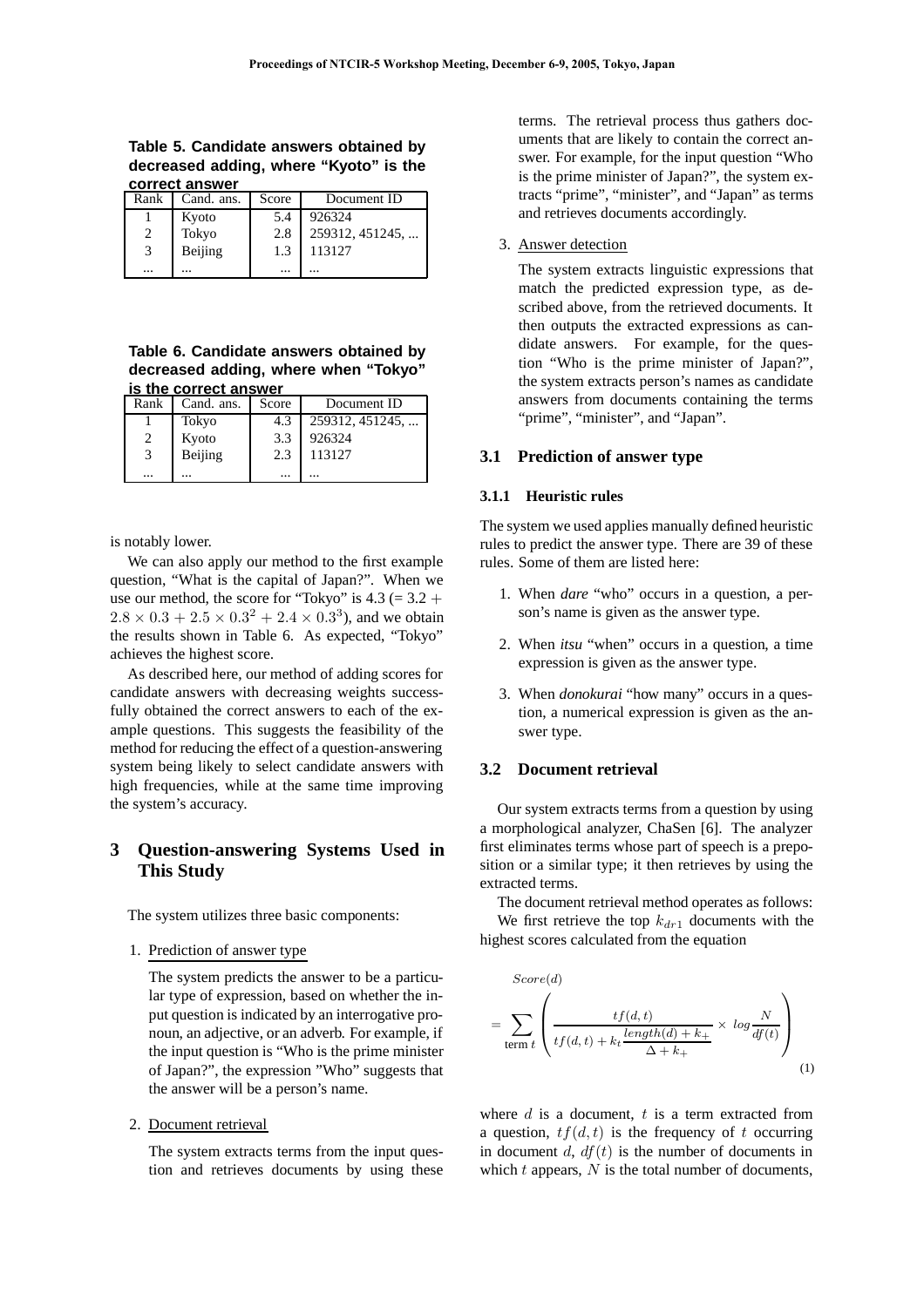**Table 5. Candidate answers obtained by decreased adding, where "Kyoto" is the correct answer**

| Rank | Cand. ans. | Score | Document ID |
|---|---|---|---|
| 1 | Kyoto | 5.4 | 926324 |
| 2 | Tokyo | 2.8 | 259312, 451245, ... |
| 3 | Beijing | 1.3 | 113127 |
| ... | ... | ... | ... |

**Table 6. Candidate answers obtained by decreased adding, where when "Tokyo" is the correct answer**

| Rank | Cand. ans. | Score | Document ID |
|---|---|---|---|
| 1 | Tokyo | 4.3 | 259312, 451245, ... |
| 2 | Kyoto | 3.3 | 926324 |
| 3 | Beijing | 2.3 | 113127 |
| ... | ... | ... | ... |

is notably lower.

We can also apply our method to the first example question, "What is the capital of Japan?". When we use our method, the score for "Tokyo" is 4.3 (= $3.2 + 2.8 \times 0.3 + 2.5 \times 0.3^2 + 2.4 \times 0.3^3$), and we obtain the results shown in Table 6. As expected, "Tokyo" achieves the highest score.

As described here, our method of adding scores for candidate answers with decreasing weights successfully obtained the correct answers to each of the example questions. This suggests the feasibility of the method for reducing the effect of a question-answering system being likely to select candidate answers with high frequencies, while at the same time improving the system's accuracy.

## 3 Question-answering Systems Used in This Study

The system utilizes three basic components:

1. Prediction of answer type

   The system predicts the answer to be a particular type of expression, based on whether the input question is indicated by an interrogative pronoun, an adjective, or an adverb. For example, if the input question is "Who is the prime minister of Japan?", the expression "Who" suggests that the answer will be a person's name.

2. Document retrieval

   The system extracts terms from the input question and retrieves documents by using these terms. The retrieval process thus gathers documents that are likely to contain the correct answer. For example, for the input question "Who is the prime minister of Japan?", the system extracts "prime", "minister", and "Japan" as terms and retrieves documents accordingly.

3. Answer detection

   The system extracts linguistic expressions that match the predicted expression type, as described above, from the retrieved documents. It then outputs the extracted expressions as candidate answers. For example, for the question "Who is the prime minister of Japan?", the system extracts person's names as candidate answers from documents containing the terms "prime", "minister", and "Japan".

### 3.1 Prediction of answer type

#### 3.1.1 Heuristic rules

The system we used applies manually defined heuristic rules to predict the answer type. There are 39 of these rules. Some of them are listed here:

1. When *dare* "who" occurs in a question, a person's name is given as the answer type.
2. When *itsu* "when" occurs in a question, a time expression is given as the answer type.
3. When *donokurai* "how many" occurs in a question, a numerical expression is given as the answer type.

### 3.2 Document retrieval

Our system extracts terms from a question by using a morphological analyzer, ChaSen [6]. The analyzer first eliminates terms whose part of speech is a preposition or a similar type; it then retrieves by using the extracted terms.

The document retrieval method operates as follows:

We first retrieve the top $k_{dr1}$ documents with the highest scores calculated from the equation

$$Score(d) = \sum_{\text{term } t} \left( \frac{tf(d,t)}{tf(d,t) + k_t \dfrac{length(d) + k_+}{\Delta + k_+}} \times \, log \frac{N}{df(t)} \right) \quad (1)$$

where $d$ is a document, $t$ is a term extracted from a question, $tf(d,t)$ is the frequency of $t$ occurring in document $d$, $df(t)$ is the number of documents in which $t$ appears, $N$ is the total number of documents,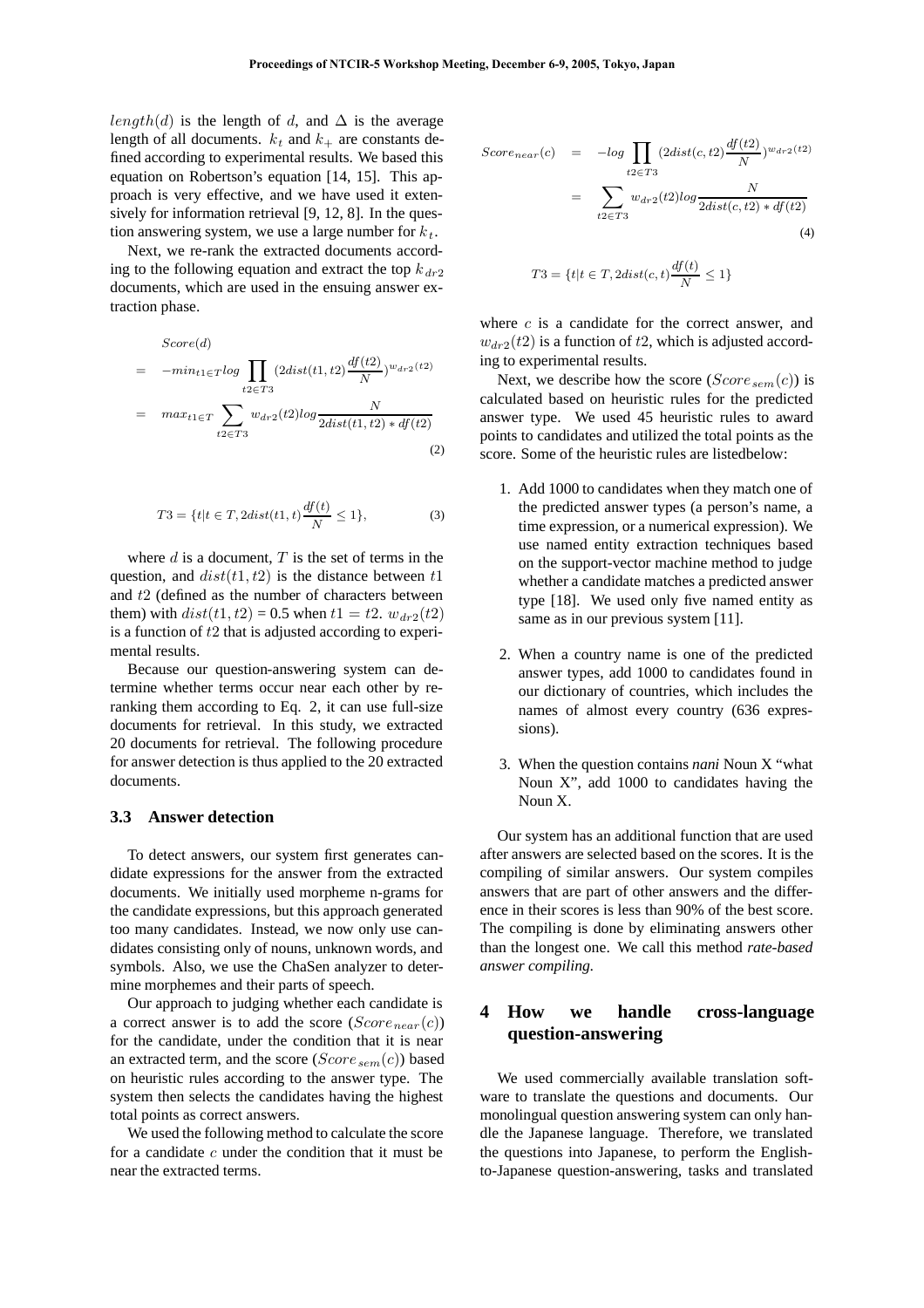$length(d)$ is the length of $d$, and $\Delta$ is the average length of all documents. $k_t$ and $k_+$ are constants defined according to experimental results. We based this equation on Robertson's equation [14, 15]. This approach is very effective, and we have used it extensively for information retrieval [9, 12, 8]. In the question answering system, we use a large number for $k_t$.

Next, we re-rank the extracted documents according to the following equation and extract the top $k_{dr2}$ documents, which are used in the ensuing answer extraction phase.

$$
\begin{aligned}
& Score(d) \\
= \;& -min_{t1 \in T} log \prod_{t2 \in T3} (2dist(t1, t2)\frac{df(t2)}{N})^{w_{dr2}(t2)} \\
= \;& max_{t1 \in T} \sum_{t2 \in T3} w_{dr2}(t2) log \frac{N}{2dist(t1, t2) * df(t2)}
\end{aligned}
\tag{2}
$$

$$
T3 = \{t | t \in T, 2dist(t1, t)\frac{df(t)}{N} \leq 1\}, \tag{3}
$$

where $d$ is a document, $T$ is the set of terms in the question, and $dist(t1, t2)$ is the distance between $t1$ and $t2$ (defined as the number of characters between them) with $dist(t1, t2) = 0.5$ when $t1 = t2$. $w_{dr2}(t2)$ is a function of $t2$ that is adjusted according to experimental results.

Because our question-answering system can determine whether terms occur near each other by re-ranking them according to Eq. 2, it can use full-size documents for retrieval. In this study, we extracted 20 documents for retrieval. The following procedure for answer detection is thus applied to the 20 extracted documents.

### 3.3 Answer detection

To detect answers, our system first generates candidate expressions for the answer from the extracted documents. We initially used morpheme n-grams for the candidate expressions, but this approach generated too many candidates. Instead, we now only use candidates consisting only of nouns, unknown words, and symbols. Also, we use the ChaSen analyzer to determine morphemes and their parts of speech.

Our approach to judging whether each candidate is a correct answer is to add the score ($Score_{near}(c)$) for the candidate, under the condition that it is near an extracted term, and the score ($Score_{sem}(c)$) based on heuristic rules according to the answer type. The system then selects the candidates having the highest total points as correct answers.

We used the following method to calculate the score for a candidate $c$ under the condition that it must be near the extracted terms.

$$
\begin{aligned}
Score_{near}(c) &= -log \prod_{t2 \in T3} (2dist(c, t2)\frac{df(t2)}{N})^{w_{dr2}(t2)} \\
&= \sum_{t2 \in T3} w_{dr2}(t2) log \frac{N}{2dist(c, t2) * df(t2)}
\end{aligned}
\tag{4}
$$

$$
T3 = \{t | t \in T, 2dist(c, t)\frac{df(t)}{N} \leq 1\}
$$

where $c$ is a candidate for the correct answer, and $w_{dr2}(t2)$ is a function of $t2$, which is adjusted according to experimental results.

Next, we describe how the score ($Score_{sem}(c)$) is calculated based on heuristic rules for the predicted answer type. We used 45 heuristic rules to award points to candidates and utilized the total points as the score. Some of the heuristic rules are listedbelow:

1. Add 1000 to candidates when they match one of the predicted answer types (a person's name, a time expression, or a numerical expression). We use named entity extraction techniques based on the support-vector machine method to judge whether a candidate matches a predicted answer type [18]. We used only five named entity as same as in our previous system [11].

2. When a country name is one of the predicted answer types, add 1000 to candidates found in our dictionary of countries, which includes the names of almost every country (636 expressions).

3. When the question contains *nani* Noun X "what Noun X", add 1000 to candidates having the Noun X.

Our system has an additional function that are used after answers are selected based on the scores. It is the compiling of similar answers. Our system compiles answers that are part of other answers and the difference in their scores is less than 90% of the best score. The compiling is done by eliminating answers other than the longest one. We call this method *rate-based answer compiling*.

## 4 How we handle cross-language question-answering

We used commercially available translation software to translate the questions and documents. Our monolingual question answering system can only handle the Japanese language. Therefore, we translated the questions into Japanese, to perform the English-to-Japanese question-answering, tasks and translated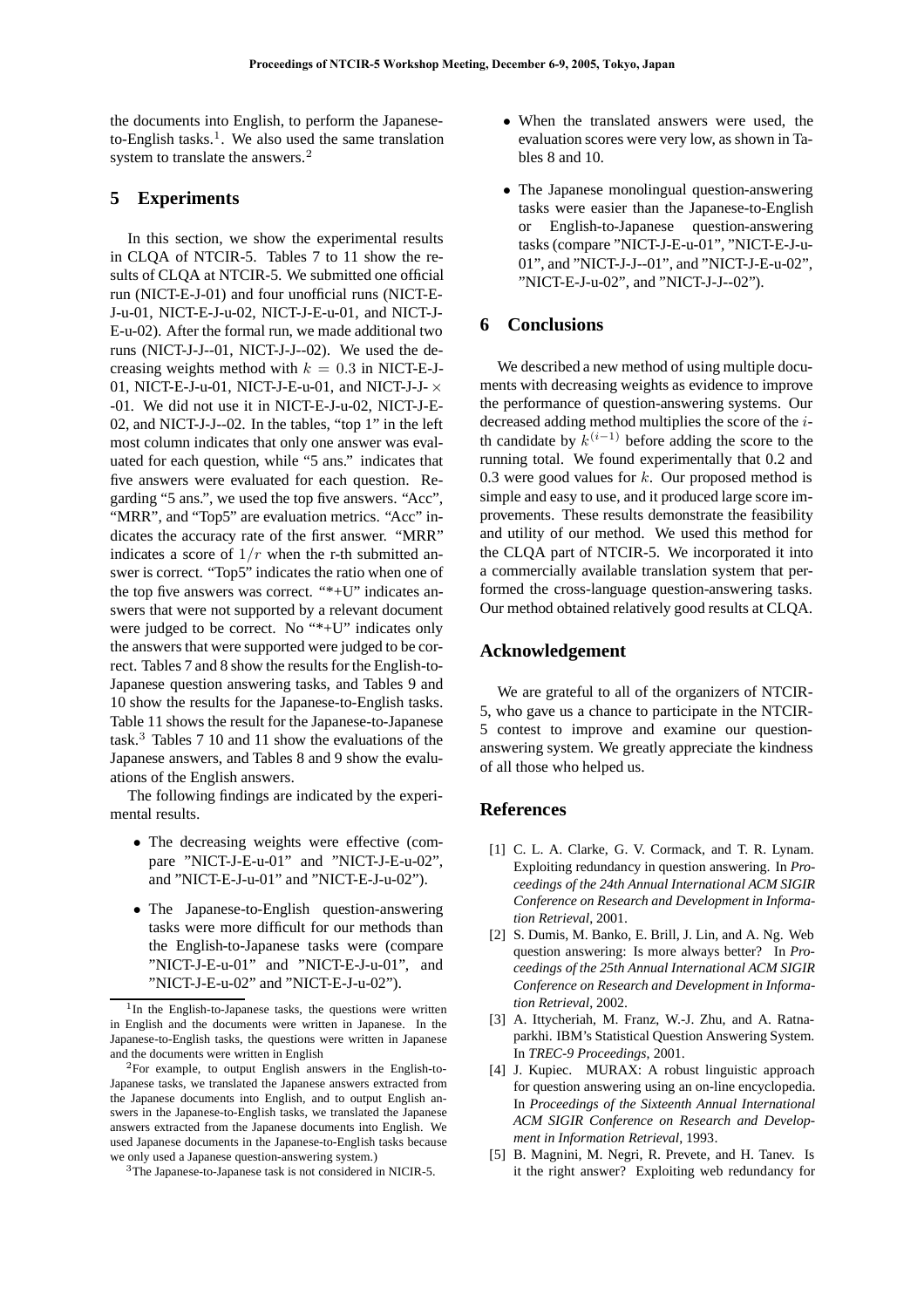the documents into English, to perform the Japanese-to-English tasks.[1]. We also used the same translation system to translate the answers.[2]

## 5 Experiments

In this section, we show the experimental results in CLQA of NTCIR-5. Tables 7 to 11 show the results of CLQA at NTCIR-5. We submitted one official run (NICT-E-J-01) and four unofficial runs (NICT-E-J-u-01, NICT-E-J-u-02, NICT-J-E-u-01, and NICT-J-E-u-02). After the formal run, we made additional two runs (NICT-J-J--01, NICT-J-J--02). We used the decreasing weights method with $k = 0.3$ in NICT-E-J-01, NICT-E-J-u-01, NICT-J-E-u-01, and NICT-J-J- $\times$ -01. We did not use it in NICT-E-J-u-02, NICT-J-E-02, and NICT-J-J--02. In the tables, "top 1" in the left most column indicates that only one answer was evaluated for each question, while "5 ans." indicates that five answers were evaluated for each question. Regarding "5 ans.", we used the top five answers. "Acc", "MRR", and "Top5" are evaluation metrics. "Acc" indicates the accuracy rate of the first answer. "MRR" indicates a score of $1/r$ when the r-th submitted answer is correct. "Top5" indicates the ratio when one of the top five answers was correct. "*+U" indicates answers that were not supported by a relevant document were judged to be correct. No "*+U" indicates only the answers that were supported were judged to be correct. Tables 7 and 8 show the results for the English-to-Japanese question answering tasks, and Tables 9 and 10 show the results for the Japanese-to-English tasks. Table 11 shows the result for the Japanese-to-Japanese task.[3] Tables 7 10 and 11 show the evaluations of the Japanese answers, and Tables 8 and 9 show the evaluations of the English answers.

The following findings are indicated by the experimental results.

- The decreasing weights were effective (compare "NICT-J-E-u-01" and "NICT-J-E-u-02", and "NICT-E-J-u-01" and "NICT-E-J-u-02").
- The Japanese-to-English question-answering tasks were more difficult for our methods than the English-to-Japanese tasks were (compare "NICT-J-E-u-01" and "NICT-E-J-u-01", and "NICT-J-E-u-02" and "NICT-E-J-u-02").
- When the translated answers were used, the evaluation scores were very low, as shown in Tables 8 and 10.
- The Japanese monolingual question-answering tasks were easier than the Japanese-to-English or English-to-Japanese question-answering tasks (compare "NICT-J-E-u-01", "NICT-E-J-u-01", and "NICT-J-J--01", and "NICT-J-E-u-02", "NICT-E-J-u-02", and "NICT-J-J--02").

## 6 Conclusions

We described a new method of using multiple documents with decreasing weights as evidence to improve the performance of question-answering systems. Our decreased adding method multiplies the score of the $i$-th candidate by $k^{(i-1)}$ before adding the score to the running total. We found experimentally that 0.2 and 0.3 were good values for $k$. Our proposed method is simple and easy to use, and it produced large score improvements. These results demonstrate the feasibility and utility of our method. We used this method for the CLQA part of NTCIR-5. We incorporated it into a commercially available translation system that performed the cross-language question-answering tasks. Our method obtained relatively good results at CLQA.

## Acknowledgement

We are grateful to all of the organizers of NTCIR-5, who gave us a chance to participate in the NTCIR-5 contest to improve and examine our question-answering system. We greatly appreciate the kindness of all those who helped us.

## References

[1] C. L. A. Clarke, G. V. Cormack, and T. R. Lynam. Exploiting redundancy in question answering. In *Proceedings of the 24th Annual International ACM SIGIR Conference on Research and Development in Information Retrieval*, 2001.

[2] S. Dumis, M. Banko, E. Brill, J. Lin, and A. Ng. Web question answering: Is more always better? In *Proceedings of the 25th Annual International ACM SIGIR Conference on Research and Development in Information Retrieval*, 2002.

[3] A. Ittycheriah, M. Franz, W.-J. Zhu, and A. Ratnaparkhi. IBM's Statistical Question Answering System. In *TREC-9 Proceedings*, 2001.

[4] J. Kupiec. MURAX: A robust linguistic approach for question answering using an on-line encyclopedia. In *Proceedings of the Sixteenth Annual International ACM SIGIR Conference on Research and Development in Information Retrieval*, 1993.

[5] B. Magnini, M. Negri, R. Prevete, and H. Tanev. Is it the right answer? Exploiting web redundancy for

---

[1] In the English-to-Japanese tasks, the questions were written in English and the documents were written in Japanese. In the Japanese-to-English tasks, the questions were written in Japanese and the documents were written in English

[2] For example, to output English answers in the English-to-Japanese tasks, we translated the Japanese answers extracted from the Japanese documents into English, and to output English answers in the Japanese-to-English tasks, we translated the Japanese answers extracted from the Japanese documents into English. We used Japanese documents in the Japanese-to-English tasks because we only used a Japanese question-answering system.)

[3] The Japanese-to-Japanese task is not considered in NICIR-5.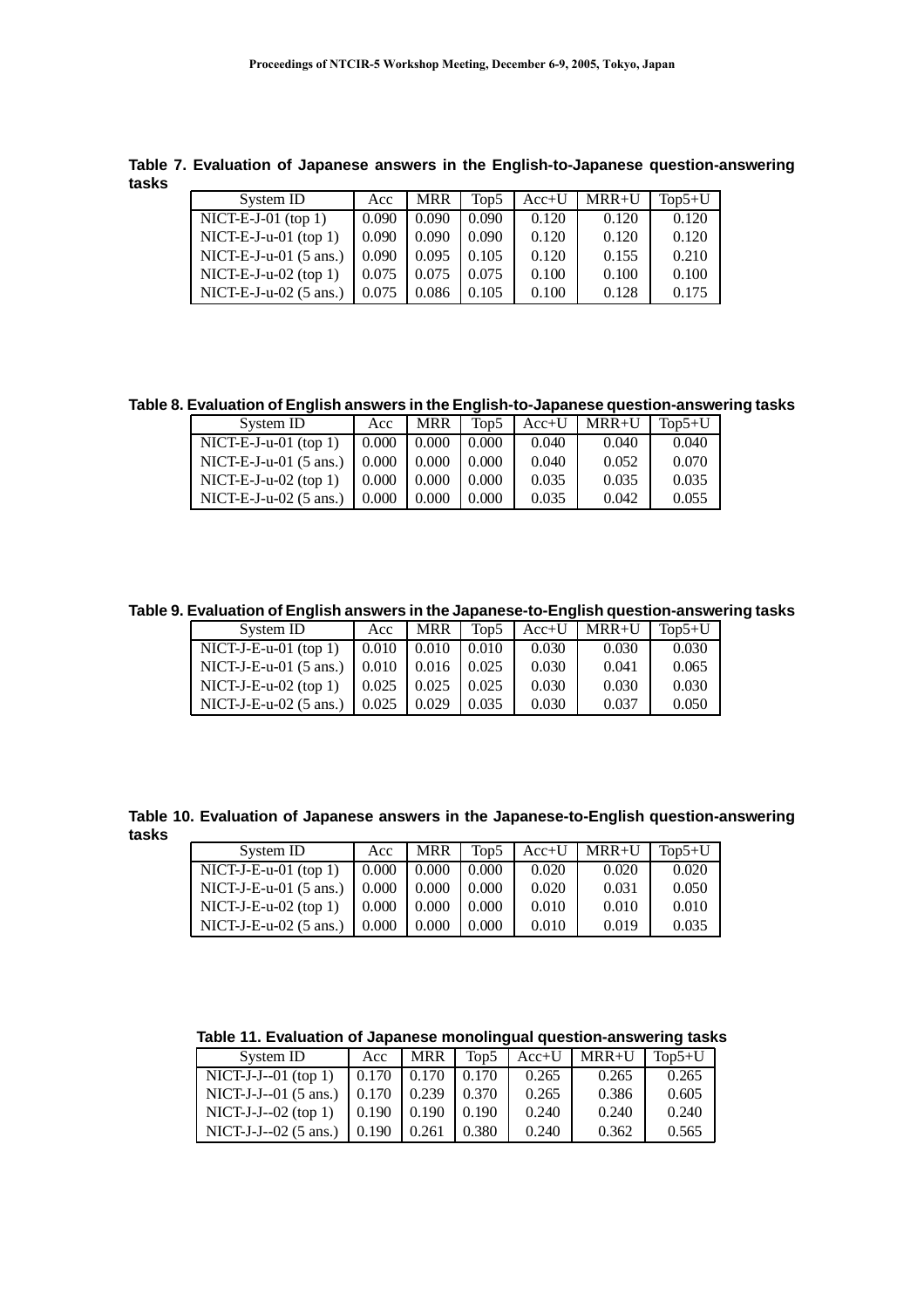**Table 7. Evaluation of Japanese answers in the English-to-Japanese question-answering tasks**

| System ID | Acc | MRR | Top5 | Acc+U | MRR+U | Top5+U |
|---|---|---|---|---|---|---|
| NICT-E-J-01 (top 1) | 0.090 | 0.090 | 0.090 | 0.120 | 0.120 | 0.120 |
| NICT-E-J-u-01 (top 1) | 0.090 | 0.090 | 0.090 | 0.120 | 0.120 | 0.120 |
| NICT-E-J-u-01 (5 ans.) | 0.090 | 0.095 | 0.105 | 0.120 | 0.155 | 0.210 |
| NICT-E-J-u-02 (top 1) | 0.075 | 0.075 | 0.075 | 0.100 | 0.100 | 0.100 |
| NICT-E-J-u-02 (5 ans.) | 0.075 | 0.086 | 0.105 | 0.100 | 0.128 | 0.175 |

**Table 8. Evaluation of English answers in the English-to-Japanese question-answering tasks**

| System ID | Acc | MRR | Top5 | Acc+U | MRR+U | Top5+U |
|---|---|---|---|---|---|---|
| NICT-E-J-u-01 (top 1) | 0.000 | 0.000 | 0.000 | 0.040 | 0.040 | 0.040 |
| NICT-E-J-u-01 (5 ans.) | 0.000 | 0.000 | 0.000 | 0.040 | 0.052 | 0.070 |
| NICT-E-J-u-02 (top 1) | 0.000 | 0.000 | 0.000 | 0.035 | 0.035 | 0.035 |
| NICT-E-J-u-02 (5 ans.) | 0.000 | 0.000 | 0.000 | 0.035 | 0.042 | 0.055 |

**Table 9. Evaluation of English answers in the Japanese-to-English question-answering tasks**

| System ID | Acc | MRR | Top5 | Acc+U | MRR+U | Top5+U |
|---|---|---|---|---|---|---|
| NICT-J-E-u-01 (top 1) | 0.010 | 0.010 | 0.010 | 0.030 | 0.030 | 0.030 |
| NICT-J-E-u-01 (5 ans.) | 0.010 | 0.016 | 0.025 | 0.030 | 0.041 | 0.065 |
| NICT-J-E-u-02 (top 1) | 0.025 | 0.025 | 0.025 | 0.030 | 0.030 | 0.030 |
| NICT-J-E-u-02 (5 ans.) | 0.025 | 0.029 | 0.035 | 0.030 | 0.037 | 0.050 |

**Table 10. Evaluation of Japanese answers in the Japanese-to-English question-answering tasks**

| System ID | Acc | MRR | Top5 | Acc+U | MRR+U | Top5+U |
|---|---|---|---|---|---|---|
| NICT-J-E-u-01 (top 1) | 0.000 | 0.000 | 0.000 | 0.020 | 0.020 | 0.020 |
| NICT-J-E-u-01 (5 ans.) | 0.000 | 0.000 | 0.000 | 0.020 | 0.031 | 0.050 |
| NICT-J-E-u-02 (top 1) | 0.000 | 0.000 | 0.000 | 0.010 | 0.010 | 0.010 |
| NICT-J-E-u-02 (5 ans.) | 0.000 | 0.000 | 0.000 | 0.010 | 0.019 | 0.035 |

**Table 11. Evaluation of Japanese monolingual question-answering tasks**

| System ID | Acc | MRR | Top5 | Acc+U | MRR+U | Top5+U |
|---|---|---|---|---|---|---|
| NICT-J-J--01 (top 1) | 0.170 | 0.170 | 0.170 | 0.265 | 0.265 | 0.265 |
| NICT-J-J--01 (5 ans.) | 0.170 | 0.239 | 0.370 | 0.265 | 0.386 | 0.605 |
| NICT-J-J--02 (top 1) | 0.190 | 0.190 | 0.190 | 0.240 | 0.240 | 0.240 |
| NICT-J-J--02 (5 ans.) | 0.190 | 0.261 | 0.380 | 0.240 | 0.362 | 0.565 |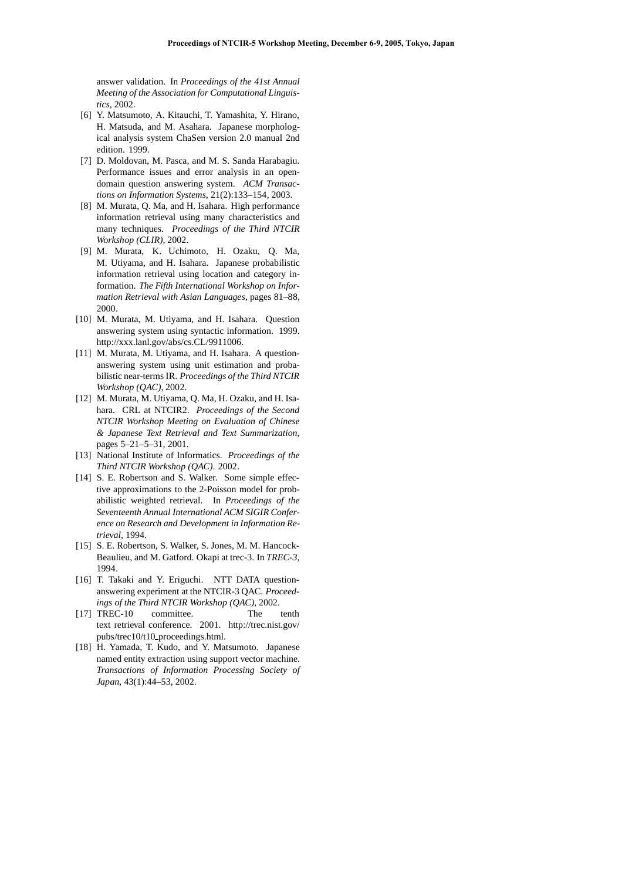answer validation. In *Proceedings of the 41st Annual Meeting of the Association for Computational Linguistics*, 2002.

[6] Y. Matsumoto, A. Kitauchi, T. Yamashita, Y. Hirano, H. Matsuda, and M. Asahara. Japanese morphological analysis system ChaSen version 2.0 manual 2nd edition. 1999.

[7] D. Moldovan, M. Pasca, and M. S. Sanda Harabagiu. Performance issues and error analysis in an open-domain question answering system. *ACM Transactions on Information Systems*, 21(2):133–154, 2003.

[8] M. Murata, Q. Ma, and H. Isahara. High performance information retrieval using many characteristics and many techniques. *Proceedings of the Third NTCIR Workshop (CLIR)*, 2002.

[9] M. Murata, K. Uchimoto, H. Ozaku, Q. Ma, M. Utiyama, and H. Isahara. Japanese probabilistic information retrieval using location and category information. *The Fifth International Workshop on Information Retrieval with Asian Languages*, pages 81–88, 2000.

[10] M. Murata, M. Utiyama, and H. Isahara. Question answering system using syntactic information. 1999. http://xxx.lanl.gov/abs/cs.CL/9911006.

[11] M. Murata, M. Utiyama, and H. Isahara. A question-answering system using unit estimation and probabilistic near-terms IR. *Proceedings of the Third NTCIR Workshop (QAC)*, 2002.

[12] M. Murata, M. Utiyama, Q. Ma, H. Ozaku, and H. Isahara. CRL at NTCIR2. *Proceedings of the Second NTCIR Workshop Meeting on Evaluation of Chinese & Japanese Text Retrieval and Text Summarization*, pages 5–21–5–31, 2001.

[13] National Institute of Informatics. *Proceedings of the Third NTCIR Workshop (QAC)*. 2002.

[14] S. E. Robertson and S. Walker. Some simple effective approximations to the 2-Poisson model for probabilistic weighted retrieval. In *Proceedings of the Seventeenth Annual International ACM SIGIR Conference on Research and Development in Information Retrieval*, 1994.

[15] S. E. Robertson, S. Walker, S. Jones, M. M. Hancock-Beaulieu, and M. Gatford. Okapi at trec-3. In *TREC-3*, 1994.

[16] T. Takaki and Y. Eriguchi. NTT DATA question-answering experiment at the NTCIR-3 QAC. *Proceedings of the Third NTCIR Workshop (QAC)*, 2002.

[17] TREC-10 committee. The tenth text retrieval conference. 2001. http://trec.nist.gov/pubs/trec10/t10_proceedings.html.

[18] H. Yamada, T. Kudo, and Y. Matsumoto. Japanese named entity extraction using support vector machine. *Transactions of Information Processing Society of Japan*, 43(1):44–53, 2002.